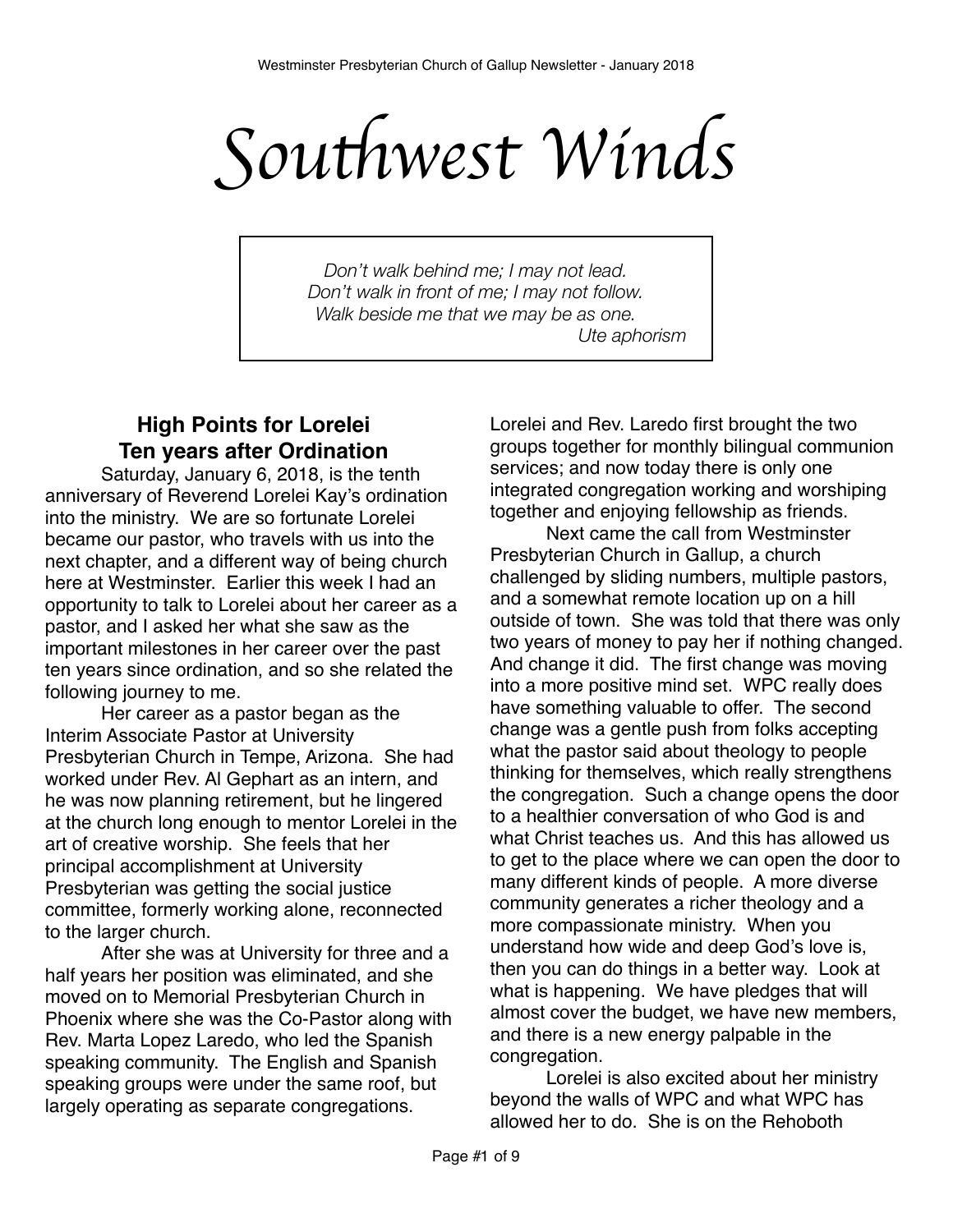# Southwest Winds

> *Don't walk behind me; I may not lead.*
> *Don't walk in front of me; I may not follow.*
> *Walk beside me that we may be as one.*
> *Ute aphorism*

## High Points for Lorelei Ten years after Ordination

Saturday, January 6, 2018, is the tenth anniversary of Reverend Lorelei Kay's ordination into the ministry. We are so fortunate Lorelei became our pastor, who travels with us into the next chapter, and a different way of being church here at Westminster. Earlier this week I had an opportunity to talk to Lorelei about her career as a pastor, and I asked her what she saw as the important milestones in her career over the past ten years since ordination, and so she related the following journey to me.

Her career as a pastor began as the Interim Associate Pastor at University Presbyterian Church in Tempe, Arizona. She had worked under Rev. Al Gephart as an intern, and he was now planning retirement, but he lingered at the church long enough to mentor Lorelei in the art of creative worship. She feels that her principal accomplishment at University Presbyterian was getting the social justice committee, formerly working alone, reconnected to the larger church.

After she was at University for three and a half years her position was eliminated, and she moved on to Memorial Presbyterian Church in Phoenix where she was the Co-Pastor along with Rev. Marta Lopez Laredo, who led the Spanish speaking community. The English and Spanish speaking groups were under the same roof, but largely operating as separate congregations. Lorelei and Rev. Laredo first brought the two groups together for monthly bilingual communion services; and now today there is only one integrated congregation working and worshiping together and enjoying fellowship as friends.

Next came the call from Westminster Presbyterian Church in Gallup, a church challenged by sliding numbers, multiple pastors, and a somewhat remote location up on a hill outside of town. She was told that there was only two years of money to pay her if nothing changed. And change it did. The first change was moving into a more positive mind set. WPC really does have something valuable to offer. The second change was a gentle push from folks accepting what the pastor said about theology to people thinking for themselves, which really strengthens the congregation. Such a change opens the door to a healthier conversation of who God is and what Christ teaches us. And this has allowed us to get to the place where we can open the door to many different kinds of people. A more diverse community generates a richer theology and a more compassionate ministry. When you understand how wide and deep God's love is, then you can do things in a better way. Look at what is happening. We have pledges that will almost cover the budget, we have new members, and there is a new energy palpable in the congregation.

Lorelei is also excited about her ministry beyond the walls of WPC and what WPC has allowed her to do. She is on the Rehoboth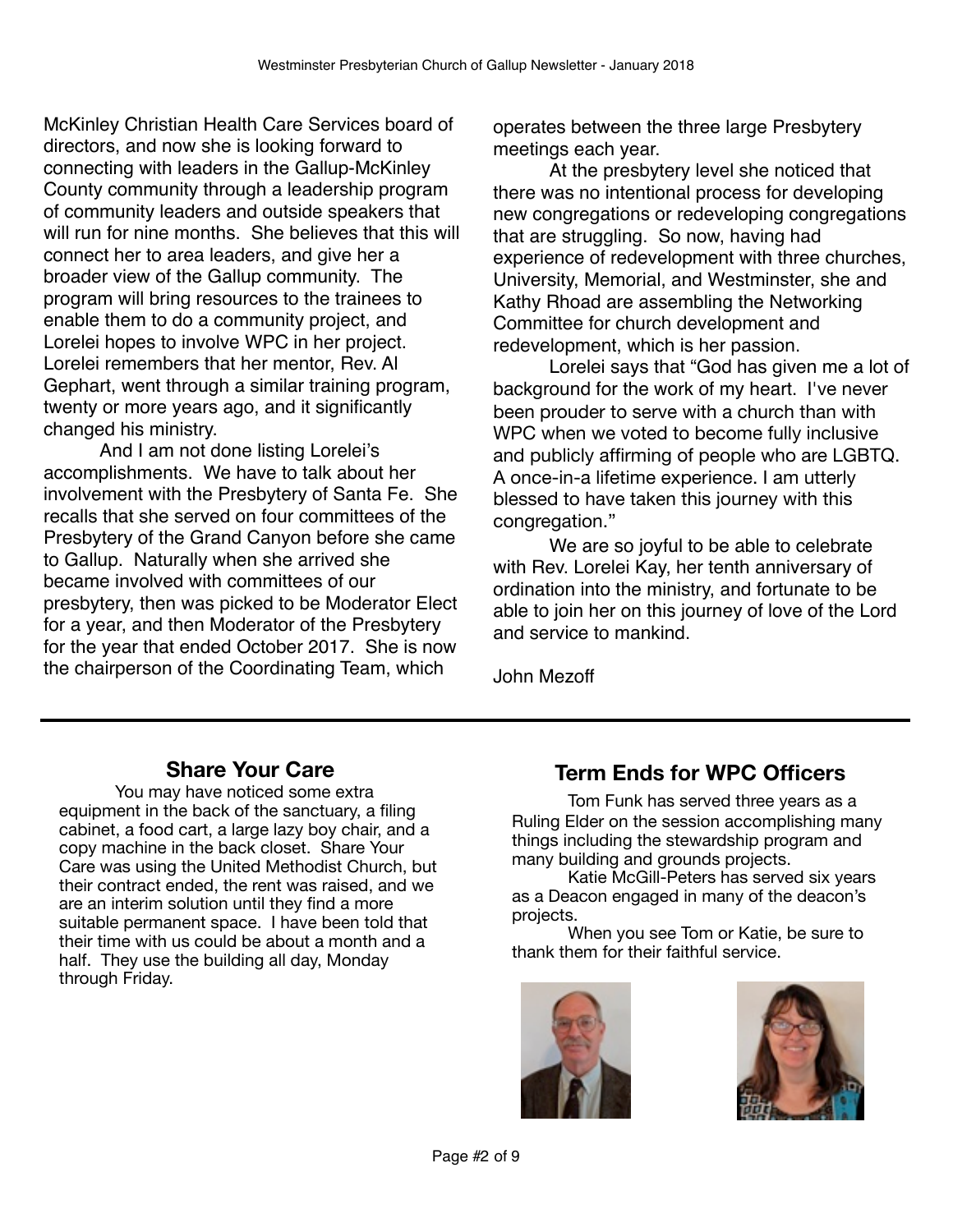McKinley Christian Health Care Services board of directors, and now she is looking forward to connecting with leaders in the Gallup-McKinley County community through a leadership program of community leaders and outside speakers that will run for nine months. She believes that this will connect her to area leaders, and give her a broader view of the Gallup community. The program will bring resources to the trainees to enable them to do a community project, and Lorelei hopes to involve WPC in her project. Lorelei remembers that her mentor, Rev. Al Gephart, went through a similar training program, twenty or more years ago, and it significantly changed his ministry.

And I am not done listing Lorelei's accomplishments. We have to talk about her involvement with the Presbytery of Santa Fe. She recalls that she served on four committees of the Presbytery of the Grand Canyon before she came to Gallup. Naturally when she arrived she became involved with committees of our presbytery, then was picked to be Moderator Elect for a year, and then Moderator of the Presbytery for the year that ended October 2017. She is now the chairperson of the Coordinating Team, which operates between the three large Presbytery meetings each year.

At the presbytery level she noticed that there was no intentional process for developing new congregations or redeveloping congregations that are struggling. So now, having had experience of redevelopment with three churches, University, Memorial, and Westminster, she and Kathy Rhoad are assembling the Networking Committee for church development and redevelopment, which is her passion.

Lorelei says that "God has given me a lot of background for the work of my heart. I've never been prouder to serve with a church than with WPC when we voted to become fully inclusive and publicly affirming of people who are LGBTQ. A once-in-a lifetime experience. I am utterly blessed to have taken this journey with this congregation."

We are so joyful to be able to celebrate with Rev. Lorelei Kay, her tenth anniversary of ordination into the ministry, and fortunate to be able to join her on this journey of love of the Lord and service to mankind.

John Mezoff

---

## Share Your Care

You may have noticed some extra equipment in the back of the sanctuary, a filing cabinet, a food cart, a large lazy boy chair, and a copy machine in the back closet. Share Your Care was using the United Methodist Church, but their contract ended, the rent was raised, and we are an interim solution until they find a more suitable permanent space. I have been told that their time with us could be about a month and a half. They use the building all day, Monday through Friday.

## Term Ends for WPC Officers

Tom Funk has served three years as a Ruling Elder on the session accomplishing many things including the stewardship program and many building and grounds projects.

Katie McGill-Peters has served six years as a Deacon engaged in many of the deacon's projects.

When you see Tom or Katie, be sure to thank them for their faithful service.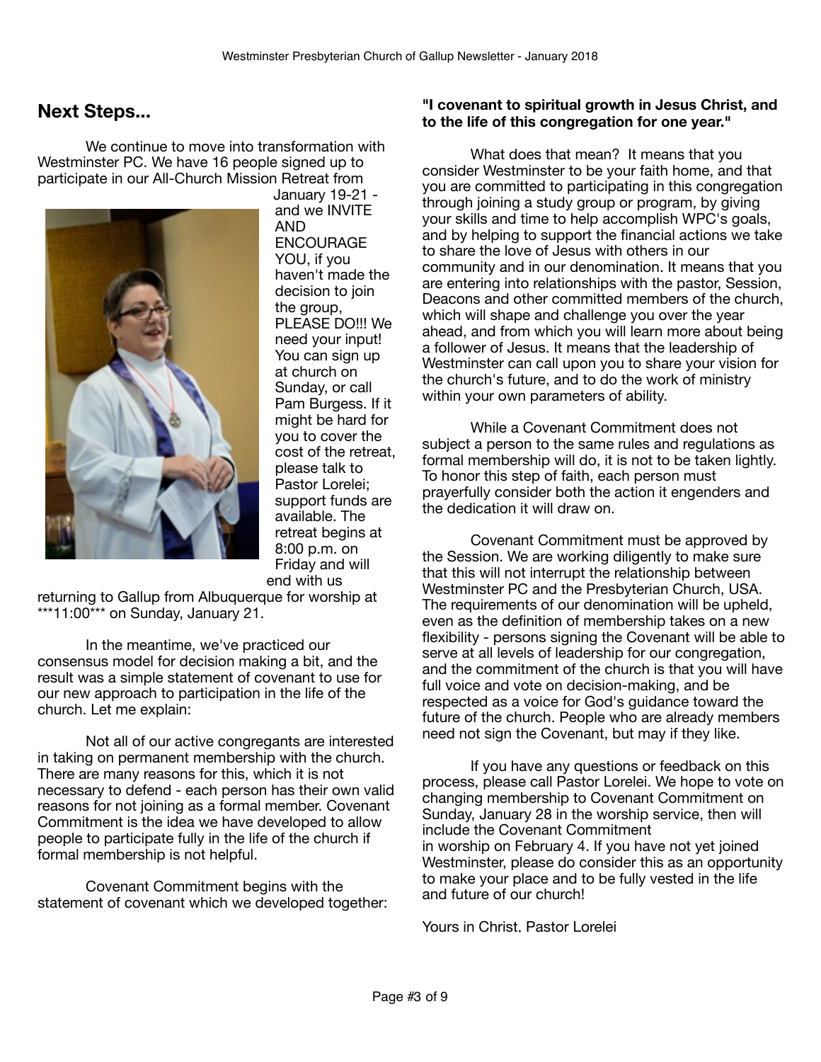## Next Steps...

We continue to move into transformation with Westminster PC. We have 16 people signed up to participate in our All-Church Mission Retreat from January 19-21 - and we INVITE AND ENCOURAGE YOU, if you haven't made the decision to join the group, PLEASE DO!!! We need your input! You can sign up at church on Sunday, or call Pam Burgess. If it might be hard for you to cover the cost of the retreat, please talk to Pastor Lorelei; support funds are available. The retreat begins at 8:00 p.m. on Friday and will end with us returning to Gallup from Albuquerque for worship at ***11:00*** on Sunday, January 21.

In the meantime, we've practiced our consensus model for decision making a bit, and the result was a simple statement of covenant to use for our new approach to participation in the life of the church. Let me explain:

Not all of our active congregants are interested in taking on permanent membership with the church. There are many reasons for this, which it is not necessary to defend - each person has their own valid reasons for not joining as a formal member. Covenant Commitment is the idea we have developed to allow people to participate fully in the life of the church if formal membership is not helpful.

Covenant Commitment begins with the statement of covenant which we developed together:

**"I covenant to spiritual growth in Jesus Christ, and to the life of this congregation for one year."**

What does that mean? It means that you consider Westminster to be your faith home, and that you are committed to participating in this congregation through joining a study group or program, by giving your skills and time to help accomplish WPC's goals, and by helping to support the financial actions we take to share the love of Jesus with others in our community and in our denomination. It means that you are entering into relationships with the pastor, Session, Deacons and other committed members of the church, which will shape and challenge you over the year ahead, and from which you will learn more about being a follower of Jesus. It means that the leadership of Westminster can call upon you to share your vision for the church's future, and to do the work of ministry within your own parameters of ability.

While a Covenant Commitment does not subject a person to the same rules and regulations as formal membership will do, it is not to be taken lightly. To honor this step of faith, each person must prayerfully consider both the action it engenders and the dedication it will draw on.

Covenant Commitment must be approved by the Session. We are working diligently to make sure that this will not interrupt the relationship between Westminster PC and the Presbyterian Church, USA. The requirements of our denomination will be upheld, even as the definition of membership takes on a new flexibility - persons signing the Covenant will be able to serve at all levels of leadership for our congregation, and the commitment of the church is that you will have full voice and vote on decision-making, and be respected as a voice for God's guidance toward the future of the church. People who are already members need not sign the Covenant, but may if they like.

If you have any questions or feedback on this process, please call Pastor Lorelei. We hope to vote on changing membership to Covenant Commitment on Sunday, January 28 in the worship service, then will include the Covenant Commitment in worship on February 4. If you have not yet joined Westminster, please do consider this as an opportunity to make your place and to be fully vested in the life and future of our church!

Yours in Christ, Pastor Lorelei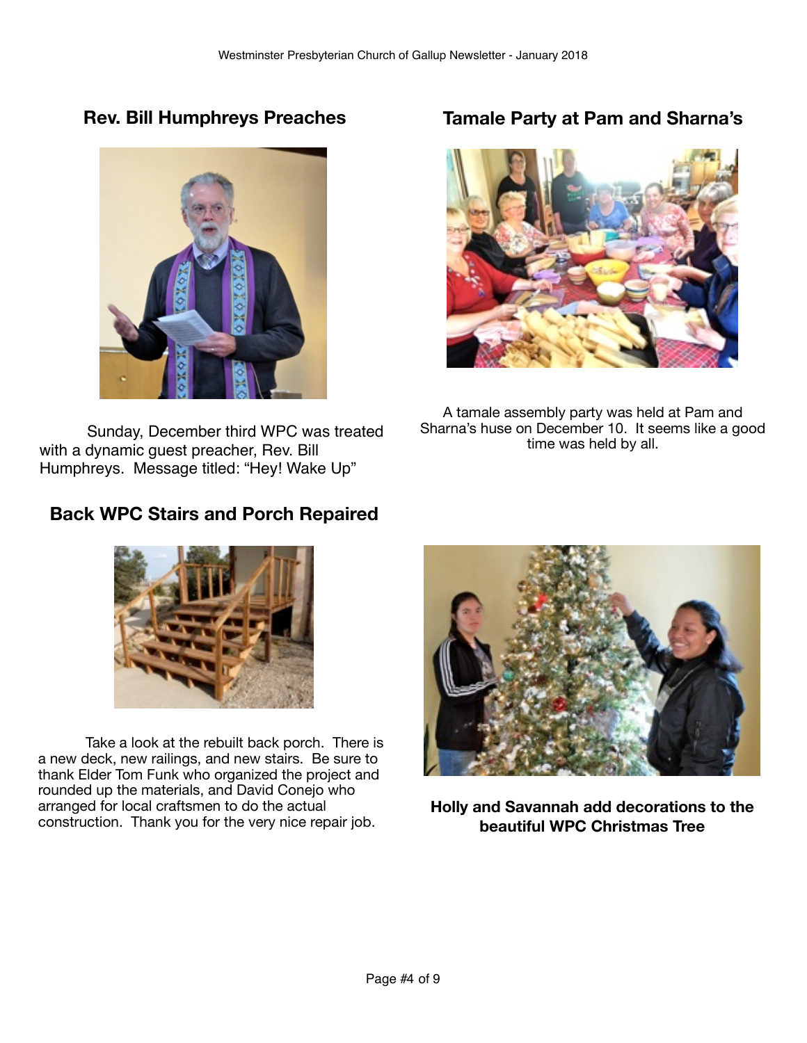## Rev. Bill Humphreys Preaches

Sunday, December third WPC was treated with a dynamic guest preacher, Rev. Bill Humphreys. Message titled: "Hey! Wake Up"

## Tamale Party at Pam and Sharna's

A tamale assembly party was held at Pam and Sharna's huse on December 10. It seems like a good time was held by all.

## Back WPC Stairs and Porch Repaired

Take a look at the rebuilt back porch. There is a new deck, new railings, and new stairs. Be sure to thank Elder Tom Funk who organized the project and rounded up the materials, and David Conejo who arranged for local craftsmen to do the actual construction. Thank you for the very nice repair job.

**Holly and Savannah add decorations to the beautiful WPC Christmas Tree**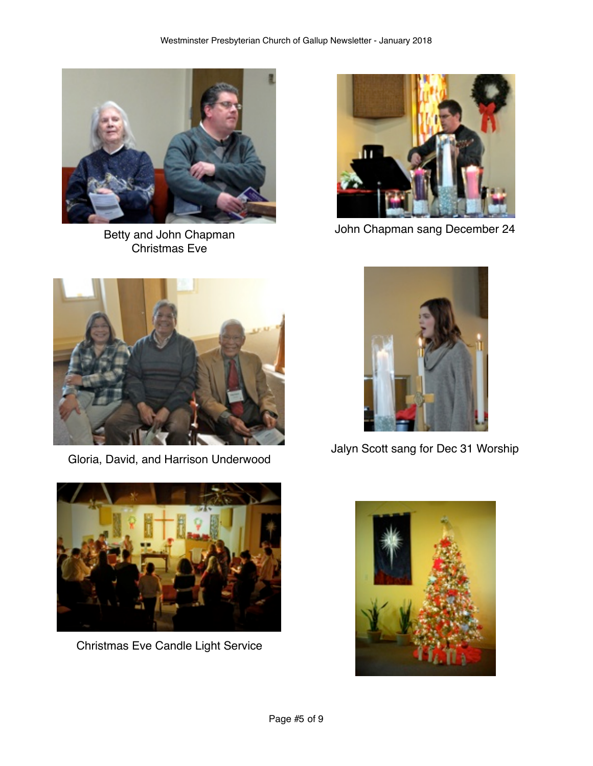Betty and John Chapman
Christmas Eve

John Chapman sang December 24

Gloria, David, and Harrison Underwood

Jalyn Scott sang for Dec 31 Worship

Christmas Eve Candle Light Service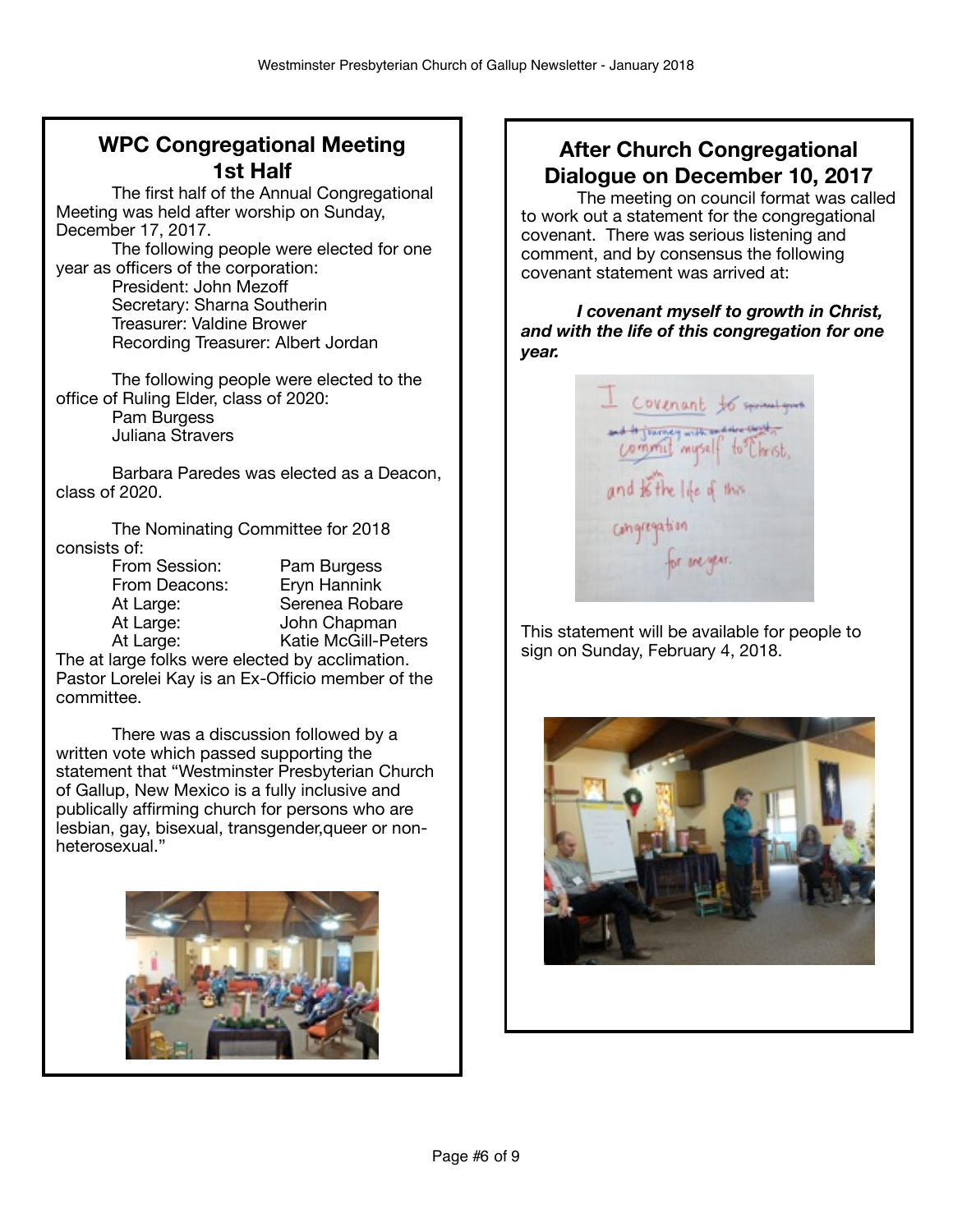## WPC Congregational Meeting 1st Half

The first half of the Annual Congregational Meeting was held after worship on Sunday, December 17, 2017.

The following people were elected for one year as officers of the corporation:

President: John Mezoff
Secretary: Sharna Southerin
Treasurer: Valdine Brower
Recording Treasurer: Albert Jordan

The following people were elected to the office of Ruling Elder, class of 2020:

Pam Burgess
Juliana Stravers

Barbara Paredes was elected as a Deacon, class of 2020.

The Nominating Committee for 2018 consists of:

| | |
|---|---|
| From Session: | Pam Burgess |
| From Deacons: | Eryn Hannink |
| At Large: | Serenea Robare |
| At Large: | John Chapman |
| At Large: | Katie McGill-Peters |

The at large folks were elected by acclimation. Pastor Lorelei Kay is an Ex-Officio member of the committee.

There was a discussion followed by a written vote which passed supporting the statement that "Westminster Presbyterian Church of Gallup, New Mexico is a fully inclusive and publically affirming church for persons who are lesbian, gay, bisexual, transgender,queer or non-heterosexual."

## After Church Congregational Dialogue on December 10, 2017

The meeting on council format was called to work out a statement for the congregational covenant. There was serious listening and comment, and by consensus the following covenant statement was arrived at:

***I covenant myself to growth in Christ, and with the life of this congregation for one year.***

This statement will be available for people to sign on Sunday, February 4, 2018.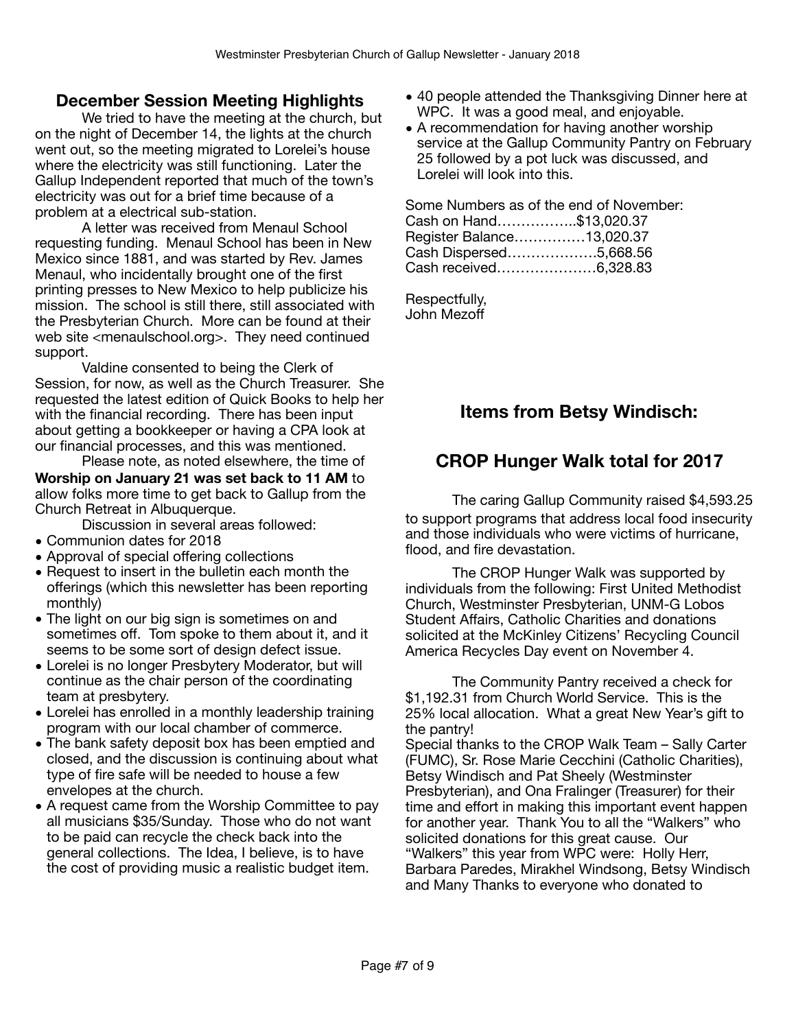## December Session Meeting Highlights

We tried to have the meeting at the church, but on the night of December 14, the lights at the church went out, so the meeting migrated to Lorelei's house where the electricity was still functioning. Later the Gallup Independent reported that much of the town's electricity was out for a brief time because of a problem at a electrical sub-station.

A letter was received from Menaul School requesting funding. Menaul School has been in New Mexico since 1881, and was started by Rev. James Menaul, who incidentally brought one of the first printing presses to New Mexico to help publicize his mission. The school is still there, still associated with the Presbyterian Church. More can be found at their web site <menaulschool.org>. They need continued support.

Valdine consented to being the Clerk of Session, for now, as well as the Church Treasurer. She requested the latest edition of Quick Books to help her with the financial recording. There has been input about getting a bookkeeper or having a CPA look at our financial processes, and this was mentioned.

Please note, as noted elsewhere, the time of **Worship on January 21 was set back to 11 AM** to allow folks more time to get back to Gallup from the Church Retreat in Albuquerque.

Discussion in several areas followed:

- Communion dates for 2018
- Approval of special offering collections
- Request to insert in the bulletin each month the offerings (which this newsletter has been reporting monthly)
- The light on our big sign is sometimes on and sometimes off. Tom spoke to them about it, and it seems to be some sort of design defect issue.
- Lorelei is no longer Presbytery Moderator, but will continue as the chair person of the coordinating team at presbytery.
- Lorelei has enrolled in a monthly leadership training program with our local chamber of commerce.
- The bank safety deposit box has been emptied and closed, and the discussion is continuing about what type of fire safe will be needed to house a few envelopes at the church.
- A request came from the Worship Committee to pay all musicians $35/Sunday. Those who do not want to be paid can recycle the check back into the general collections. The Idea, I believe, is to have the cost of providing music a realistic budget item.
- 40 people attended the Thanksgiving Dinner here at WPC. It was a good meal, and enjoyable.
- A recommendation for having another worship service at the Gallup Community Pantry on February 25 followed by a pot luck was discussed, and Lorelei will look into this.

Some Numbers as of the end of November:
Cash on Hand……………..$13,020.37
Register Balance……………13,020.37
Cash Dispersed……………….5,668.56
Cash received…………………6,328.83

Respectfully,
John Mezoff

## Items from Betsy Windisch:

## CROP Hunger Walk total for 2017

The caring Gallup Community raised $4,593.25 to support programs that address local food insecurity and those individuals who were victims of hurricane, flood, and fire devastation.

The CROP Hunger Walk was supported by individuals from the following: First United Methodist Church, Westminster Presbyterian, UNM-G Lobos Student Affairs, Catholic Charities and donations solicited at the McKinley Citizens' Recycling Council America Recycles Day event on November 4.

The Community Pantry received a check for $1,192.31 from Church World Service. This is the 25% local allocation. What a great New Year's gift to the pantry!

Special thanks to the CROP Walk Team – Sally Carter (FUMC), Sr. Rose Marie Cecchini (Catholic Charities), Betsy Windisch and Pat Sheely (Westminster Presbyterian), and Ona Fralinger (Treasurer) for their time and effort in making this important event happen for another year. Thank You to all the "Walkers" who solicited donations for this great cause. Our "Walkers" this year from WPC were: Holly Herr, Barbara Paredes, Mirakhel Windsong, Betsy Windisch and Many Thanks to everyone who donated to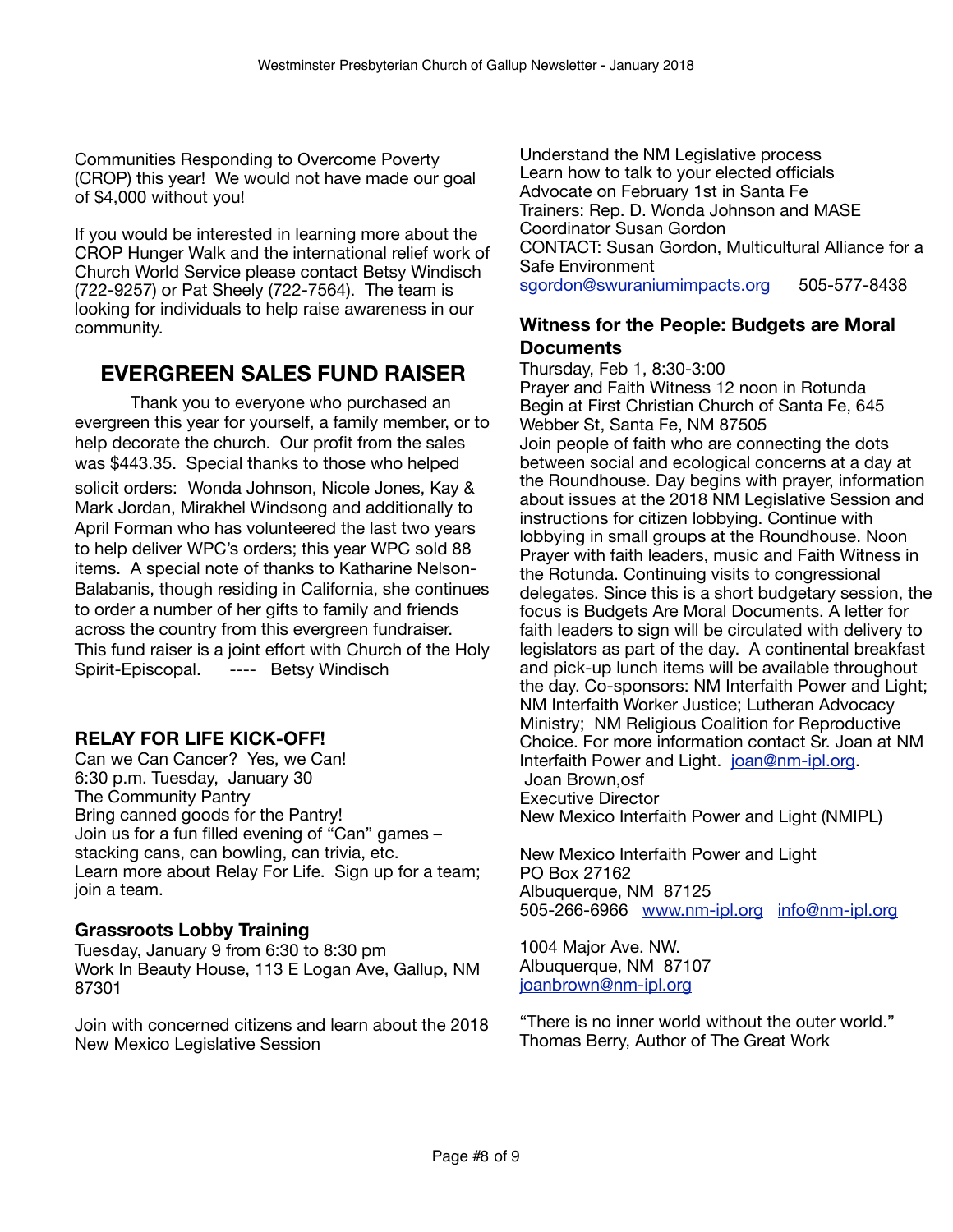Communities Responding to Overcome Poverty (CROP) this year! We would not have made our goal of $4,000 without you!

If you would be interested in learning more about the CROP Hunger Walk and the international relief work of Church World Service please contact Betsy Windisch (722-9257) or Pat Sheely (722-7564). The team is looking for individuals to help raise awareness in our community.

## EVERGREEN SALES FUND RAISER

Thank you to everyone who purchased an evergreen this year for yourself, a family member, or to help decorate the church. Our profit from the sales was $443.35. Special thanks to those who helped solicit orders: Wonda Johnson, Nicole Jones, Kay & Mark Jordan, Mirakhel Windsong and additionally to April Forman who has volunteered the last two years to help deliver WPC's orders; this year WPC sold 88 items. A special note of thanks to Katharine Nelson-Balabanis, though residing in California, she continues to order a number of her gifts to family and friends across the country from this evergreen fundraiser. This fund raiser is a joint effort with Church of the Holy Spirit-Episcopal. ---- Betsy Windisch

### RELAY FOR LIFE KICK-OFF!

Can we Can Cancer? Yes, we Can!
6:30 p.m. Tuesday, January 30
The Community Pantry
Bring canned goods for the Pantry!
Join us for a fun filled evening of "Can" games – stacking cans, can bowling, can trivia, etc.
Learn more about Relay For Life. Sign up for a team; join a team.

### Grassroots Lobby Training

Tuesday, January 9 from 6:30 to 8:30 pm
Work In Beauty House, 113 E Logan Ave, Gallup, NM 87301

Join with concerned citizens and learn about the 2018 New Mexico Legislative Session
Understand the NM Legislative process
Learn how to talk to your elected officials
Advocate on February 1st in Santa Fe
Trainers: Rep. D. Wonda Johnson and MASE Coordinator Susan Gordon
CONTACT: Susan Gordon, Multicultural Alliance for a Safe Environment
sgordon@swuraniumimpacts.org 505-577-8438

### Witness for the People: Budgets are Moral Documents

Thursday, Feb 1, 8:30-3:00
Prayer and Faith Witness 12 noon in Rotunda
Begin at First Christian Church of Santa Fe, 645 Webber St, Santa Fe, NM 87505
Join people of faith who are connecting the dots between social and ecological concerns at a day at the Roundhouse. Day begins with prayer, information about issues at the 2018 NM Legislative Session and instructions for citizen lobbying. Continue with lobbying in small groups at the Roundhouse. Noon Prayer with faith leaders, music and Faith Witness in the Rotunda. Continuing visits to congressional delegates. Since this is a short budgetary session, the focus is Budgets Are Moral Documents. A letter for faith leaders to sign will be circulated with delivery to legislators as part of the day. A continental breakfast and pick-up lunch items will be available throughout the day. Co-sponsors: NM Interfaith Power and Light; NM Interfaith Worker Justice; Lutheran Advocacy Ministry; NM Religious Coalition for Reproductive Choice. For more information contact Sr. Joan at NM Interfaith Power and Light. joan@nm-ipl.org.
Joan Brown,osf
Executive Director
New Mexico Interfaith Power and Light (NMIPL)

New Mexico Interfaith Power and Light
PO Box 27162
Albuquerque, NM 87125
505-266-6966 www.nm-ipl.org info@nm-ipl.org

1004 Major Ave. NW.
Albuquerque, NM 87107
joanbrown@nm-ipl.org

"There is no inner world without the outer world."
Thomas Berry, Author of The Great Work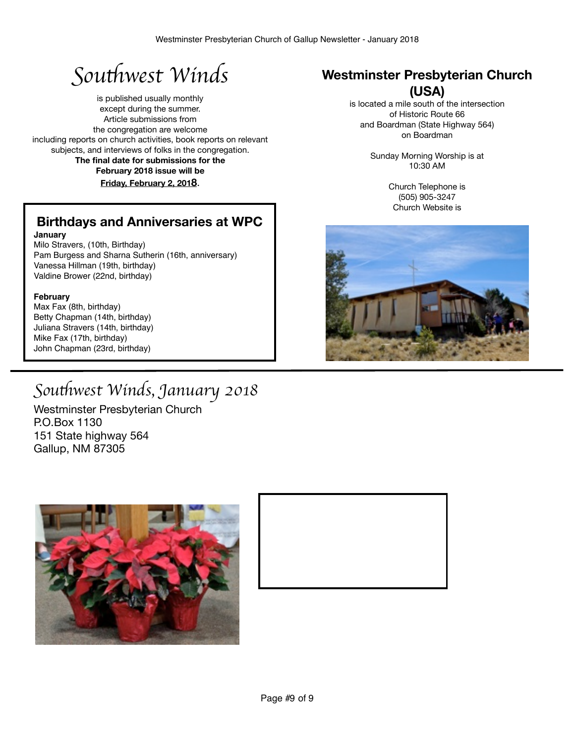# *Southwest Winds*

is published usually monthly except during the summer. Article submissions from the congregation are welcome including reports on church activities, book reports on relevant subjects, and interviews of folks in the congregation.

**The final date for submissions for the February 2018 issue will be <u>Friday, February 2, 2018</u>.**

## Westminster Presbyterian Church (USA)

is located a mile south of the intersection of Historic Route 66 and Boardman (State Highway 564) on Boardman

Sunday Morning Worship is at 10:30 AM

Church Telephone is (505) 905-3247

Church Website is

## Birthdays and Anniversaries at WPC

**January**

Milo Stravers, (10th, Birthday)
Pam Burgess and Sharna Sutherin (16th, anniversary)
Vanessa Hillman (19th, birthday)
Valdine Brower (22nd, birthday)

**February**

Max Fax (8th, birthday)
Betty Chapman (14th, birthday)
Juliana Stravers (14th, birthday)
Mike Fax (17th, birthday)
John Chapman (23rd, birthday)

---

## *Southwest Winds, January 2018*

Westminster Presbyterian Church
P.O.Box 1130
151 State highway 564
Gallup, NM 87305